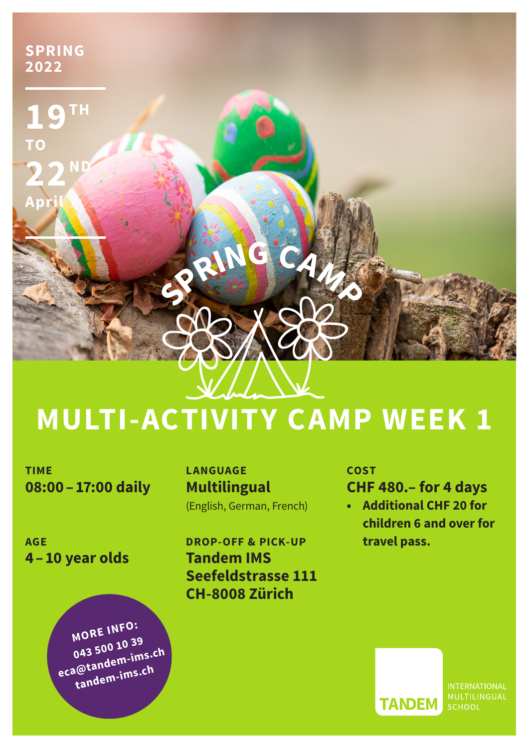SPRING 2022

19TH TO 22ND April

SPRING CAMP

# MULTI-ACTIVITY CAMP WEEK 1

**TIME**
**08:00 – 17:00 daily**

**AGE**
**4 – 10 year olds**

**LANGUAGE**
**Multilingual**
(English, German, French)

**DROP-OFF & PICK-UP**
**Tandem IMS**
**Seefeldstrasse 111**
**CH-8008 Zürich**

**COST**
**CHF 480.– for 4 days**

- **Additional CHF 20 for children 6 and over for travel pass.**

**MORE INFO:**
043 500 10 39
eca@tandem-ims.ch
tandem-ims.ch

TANDEM INTERNATIONAL MULTILINGUAL SCHOOL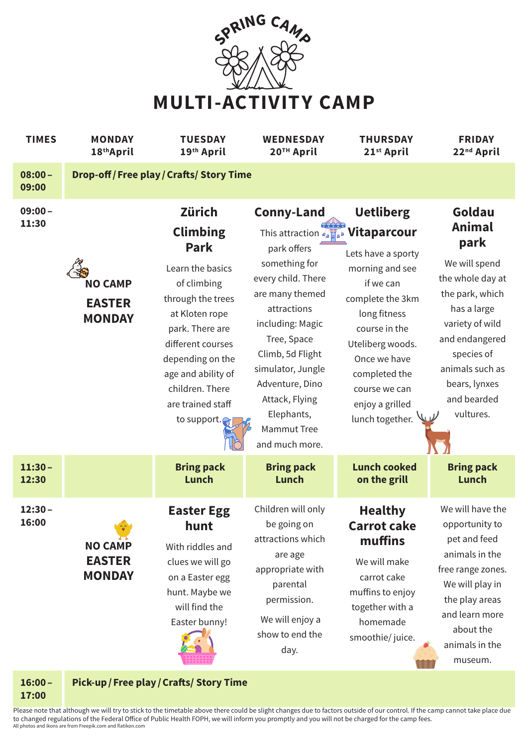# SPRING CAMP

# MULTI-ACTIVITY CAMP

| TIMES | MONDAY 18th April | TUESDAY 19th April | WEDNESDAY 20TH April | THURSDAY 21st April | FRIDAY 22nd April |
|---|---|---|---|---|---|
| 08:00 – 09:00 | Drop-off / Free play / Crafts/ Story Time | | | | |
| 09:00 – 11:30 | **NO CAMP EASTER MONDAY** | **Zürich Climbing Park** Learn the basics of climbing through the trees at Kloten rope park. There are different courses depending on the age and ability of children. There are trained staff to support. | **Conny-Land** This attraction park offers something for every child. There are many themed attractions including: Magic Tree, Space Climb, 5d Flight simulator, Jungle Adventure, Dino Attack, Flying Elephants, Mammut Tree and much more. | **Uetliberg Vitaparcour** Lets have a sporty morning and see if we can complete the 3km long fitness course in the Uteliberg woods. Once we have completed the course we can enjoy a grilled lunch together. | **Goldau Animal park** We will spend the whole day at the park, which has a large variety of wild and endangered species of animals such as bears, lynxes and bearded vultures. |
| 11:30 – 12:30 | | Bring pack Lunch | Bring pack Lunch | Lunch cooked on the grill | Bring pack Lunch |
| 12:30 – 16:00 | **NO CAMP EASTER MONDAY** | **Easter Egg hunt** With riddles and clues we will go on a Easter egg hunt. Maybe we will find the Easter bunny! | Children will only be going on attractions which are age appropriate with parental permission. We will enjoy a show to end the day. | **Healthy Carrot cake muffins** We will make carrot cake muffins to enjoy together with a homemade smoothie/ juice. | We will have the opportunity to pet and feed animals in the free range zones. We will play in the play areas and learn more about the animals in the museum. |
| 16:00 – 17:00 | Pick-up / Free play / Crafts/ Story Time | | | | |

Please note that although we will try to stick to the timetable above there could be slight changes due to factors outside of our control. If the camp cannot take place due to changed regulations of the Federal Office of Public Health FOPH, we will inform you promptly and you will not be charged for the camp fees.

All photos and ikons are from Freepik.com and flatikon.com